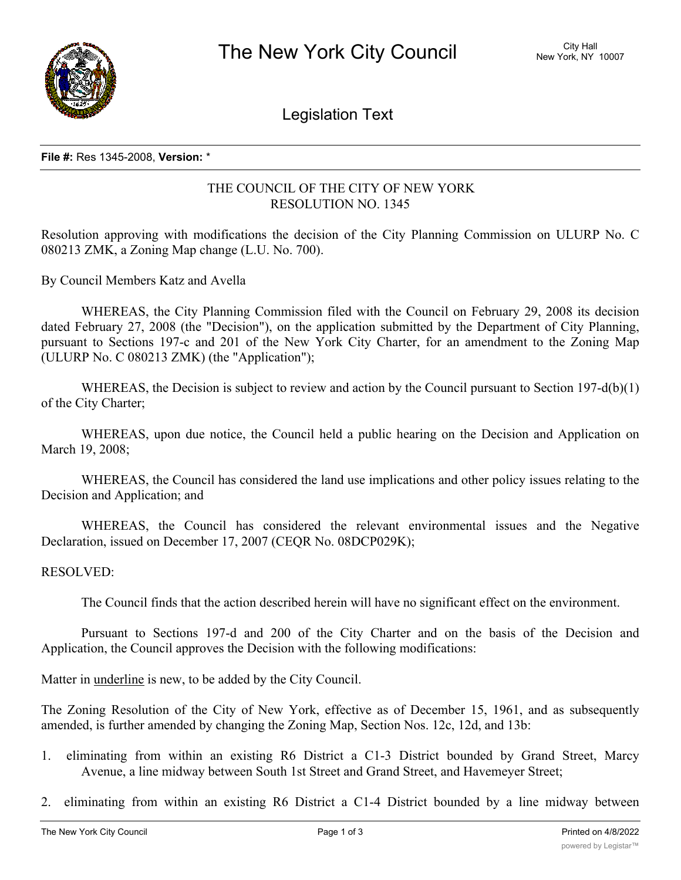# The New York City Council

City Hall
New York, NY 10007

## Legislation Text

**File #:** Res 1345-2008, **Version:** *

THE COUNCIL OF THE CITY OF NEW YORK
RESOLUTION NO. 1345

Resolution approving with modifications the decision of the City Planning Commission on ULURP No. C 080213 ZMK, a Zoning Map change (L.U. No. 700).

By Council Members Katz and Avella

WHEREAS, the City Planning Commission filed with the Council on February 29, 2008 its decision dated February 27, 2008 (the "Decision"), on the application submitted by the Department of City Planning, pursuant to Sections 197-c and 201 of the New York City Charter, for an amendment to the Zoning Map (ULURP No. C 080213 ZMK) (the "Application");

WHEREAS, the Decision is subject to review and action by the Council pursuant to Section 197-d(b)(1) of the City Charter;

WHEREAS, upon due notice, the Council held a public hearing on the Decision and Application on March 19, 2008;

WHEREAS, the Council has considered the land use implications and other policy issues relating to the Decision and Application; and

WHEREAS, the Council has considered the relevant environmental issues and the Negative Declaration, issued on December 17, 2007 (CEQR No. 08DCP029K);

RESOLVED:

The Council finds that the action described herein will have no significant effect on the environment.

Pursuant to Sections 197-d and 200 of the City Charter and on the basis of the Decision and Application, the Council approves the Decision with the following modifications:

Matter in underline is new, to be added by the City Council.

The Zoning Resolution of the City of New York, effective as of December 15, 1961, and as subsequently amended, is further amended by changing the Zoning Map, Section Nos. 12c, 12d, and 13b:

1. eliminating from within an existing R6 District a C1-3 District bounded by Grand Street, Marcy Avenue, a line midway between South 1st Street and Grand Street, and Havemeyer Street;

2. eliminating from within an existing R6 District a C1-4 District bounded by a line midway between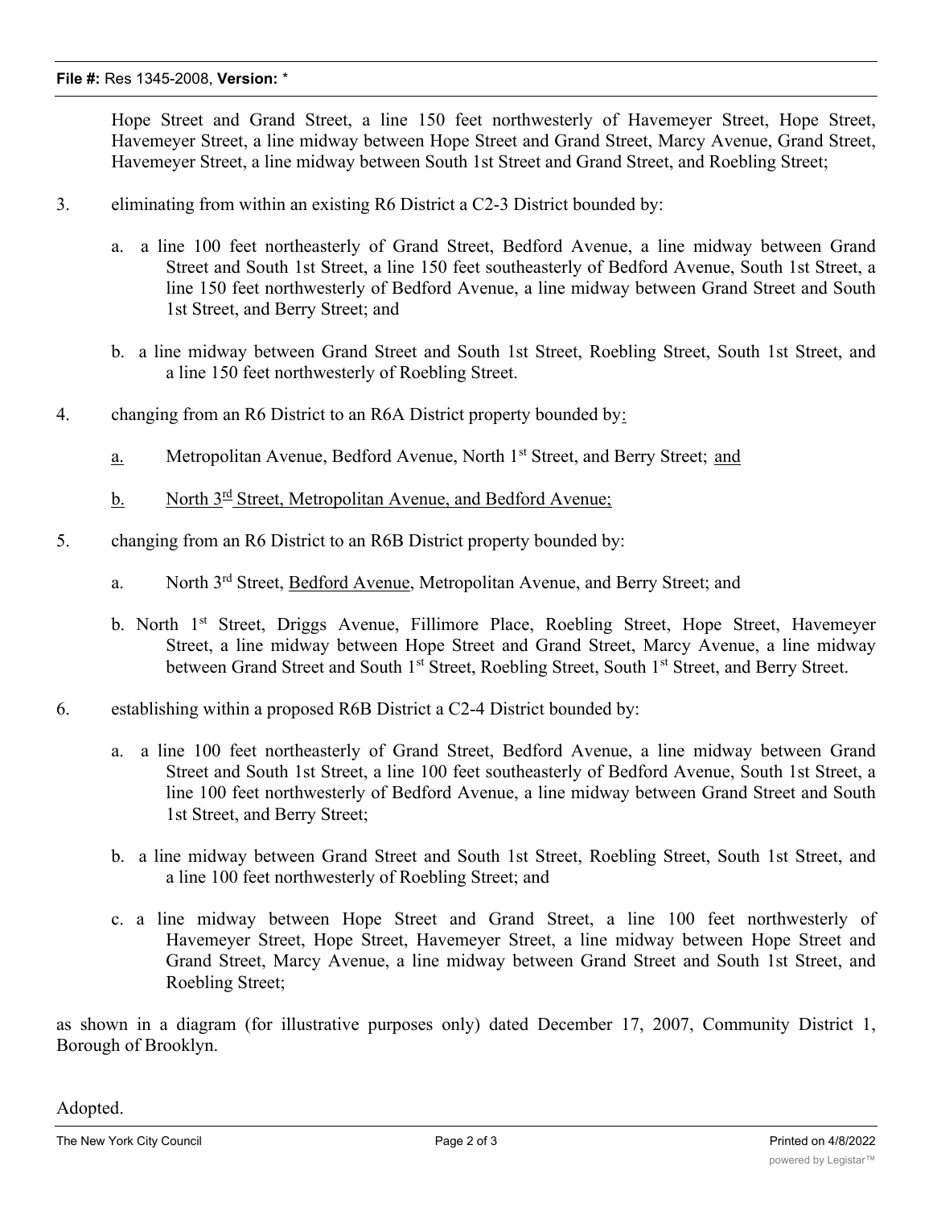Hope Street and Grand Street, a line 150 feet northwesterly of Havemeyer Street, Hope Street, Havemeyer Street, a line midway between Hope Street and Grand Street, Marcy Avenue, Grand Street, Havemeyer Street, a line midway between South 1st Street and Grand Street, and Roebling Street;

3. eliminating from within an existing R6 District a C2-3 District bounded by:

   a. a line 100 feet northeasterly of Grand Street, Bedford Avenue, a line midway between Grand Street and South 1st Street, a line 150 feet southeasterly of Bedford Avenue, South 1st Street, a line 150 feet northwesterly of Bedford Avenue, a line midway between Grand Street and South 1st Street, and Berry Street; and

   b. a line midway between Grand Street and South 1st Street, Roebling Street, South 1st Street, and a line 150 feet northwesterly of Roebling Street.

4. changing from an R6 District to an R6A District property bounded by:

   a. Metropolitan Avenue, Bedford Avenue, North 1st Street, and Berry Street; and

   b. North 3rd Street, Metropolitan Avenue, and Bedford Avenue;

5. changing from an R6 District to an R6B District property bounded by:

   a. North 3rd Street, Bedford Avenue, Metropolitan Avenue, and Berry Street; and

   b. North 1st Street, Driggs Avenue, Fillimore Place, Roebling Street, Hope Street, Havemeyer Street, a line midway between Hope Street and Grand Street, Marcy Avenue, a line midway between Grand Street and South 1st Street, Roebling Street, South 1st Street, and Berry Street.

6. establishing within a proposed R6B District a C2-4 District bounded by:

   a. a line 100 feet northeasterly of Grand Street, Bedford Avenue, a line midway between Grand Street and South 1st Street, a line 100 feet southeasterly of Bedford Avenue, South 1st Street, a line 100 feet northwesterly of Bedford Avenue, a line midway between Grand Street and South 1st Street, and Berry Street;

   b. a line midway between Grand Street and South 1st Street, Roebling Street, South 1st Street, and a line 100 feet northwesterly of Roebling Street; and

   c. a line midway between Hope Street and Grand Street, a line 100 feet northwesterly of Havemeyer Street, Hope Street, Havemeyer Street, a line midway between Hope Street and Grand Street, Marcy Avenue, a line midway between Grand Street and South 1st Street, and Roebling Street;

as shown in a diagram (for illustrative purposes only) dated December 17, 2007, Community District 1, Borough of Brooklyn.

Adopted.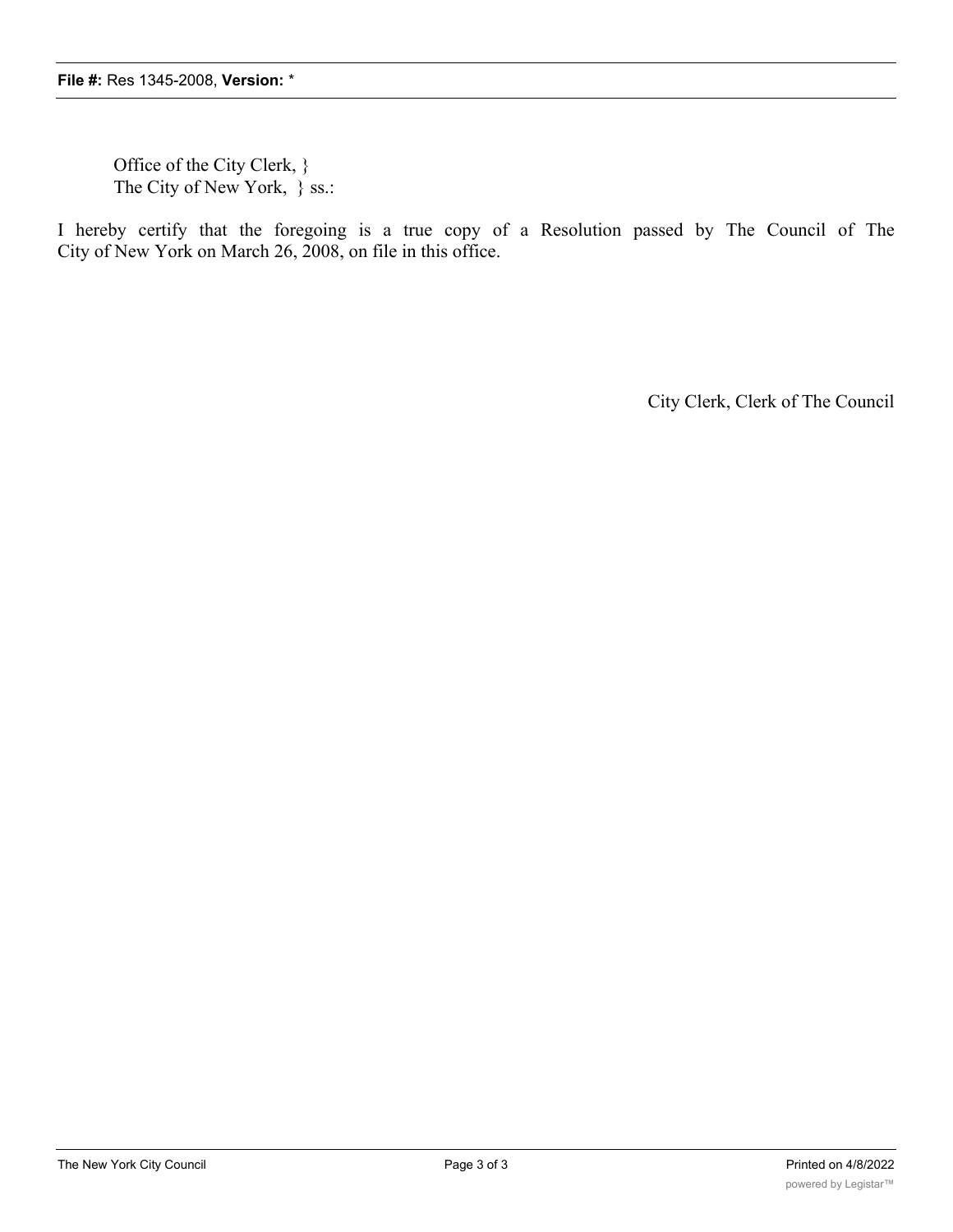Office of the City Clerk, }
The City of New York, } ss.:

I hereby certify that the foregoing is a true copy of a Resolution passed by The Council of The City of New York on March 26, 2008, on file in this office.

City Clerk, Clerk of The Council